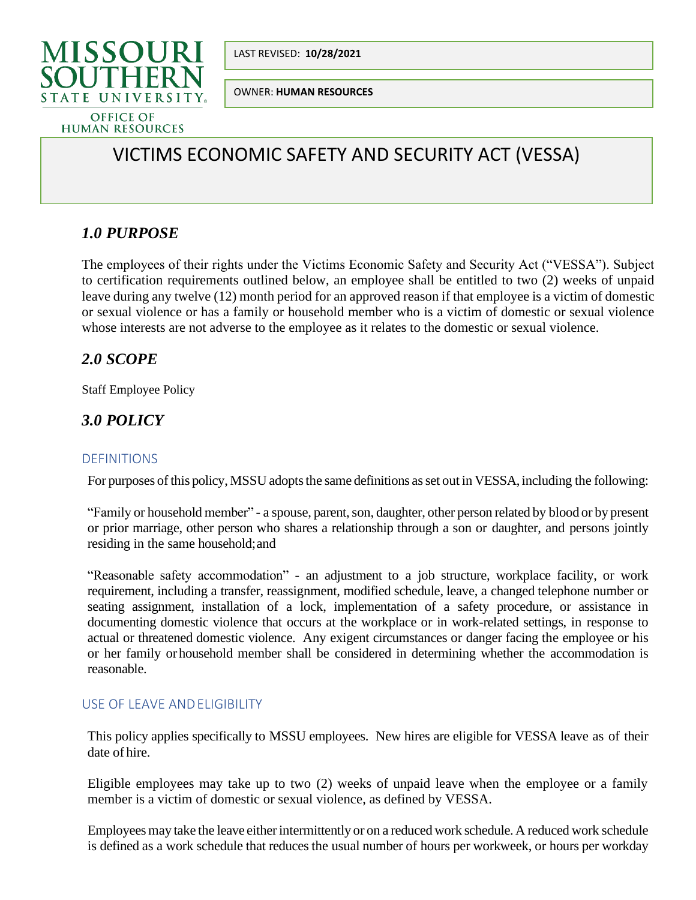MISSOURI SOUTHERN STATE UNIVERSITY

OFFICE OF HUMAN RESOURCES

LAST REVISED: **10/28/2021**

OWNER: **HUMAN RESOURCES**

# VICTIMS ECONOMIC SAFETY AND SECURITY ACT (VESSA)

## *1.0 PURPOSE*

The employees of their rights under the Victims Economic Safety and Security Act ("VESSA"). Subject to certification requirements outlined below, an employee shall be entitled to two (2) weeks of unpaid leave during any twelve (12) month period for an approved reason if that employee is a victim of domestic or sexual violence or has a family or household member who is a victim of domestic or sexual violence whose interests are not adverse to the employee as it relates to the domestic or sexual violence.

## *2.0 SCOPE*

Staff Employee Policy

## *3.0 POLICY*

### DEFINITIONS

For purposes of this policy, MSSU adopts the same definitions as set out in VESSA, including the following:

"Family or household member" - a spouse, parent, son, daughter, other person related by blood or by present or prior marriage, other person who shares a relationship through a son or daughter, and persons jointly residing in the same household; and

"Reasonable safety accommodation" - an adjustment to a job structure, workplace facility, or work requirement, including a transfer, reassignment, modified schedule, leave, a changed telephone number or seating assignment, installation of a lock, implementation of a safety procedure, or assistance in documenting domestic violence that occurs at the workplace or in work-related settings, in response to actual or threatened domestic violence. Any exigent circumstances or danger facing the employee or his or her family or household member shall be considered in determining whether the accommodation is reasonable.

### USE OF LEAVE AND ELIGIBILITY

This policy applies specifically to MSSU employees. New hires are eligible for VESSA leave as of their date of hire.

Eligible employees may take up to two (2) weeks of unpaid leave when the employee or a family member is a victim of domestic or sexual violence, as defined by VESSA.

Employees may take the leave either intermittently or on a reduced work schedule. A reduced work schedule is defined as a work schedule that reduces the usual number of hours per workweek, or hours per workday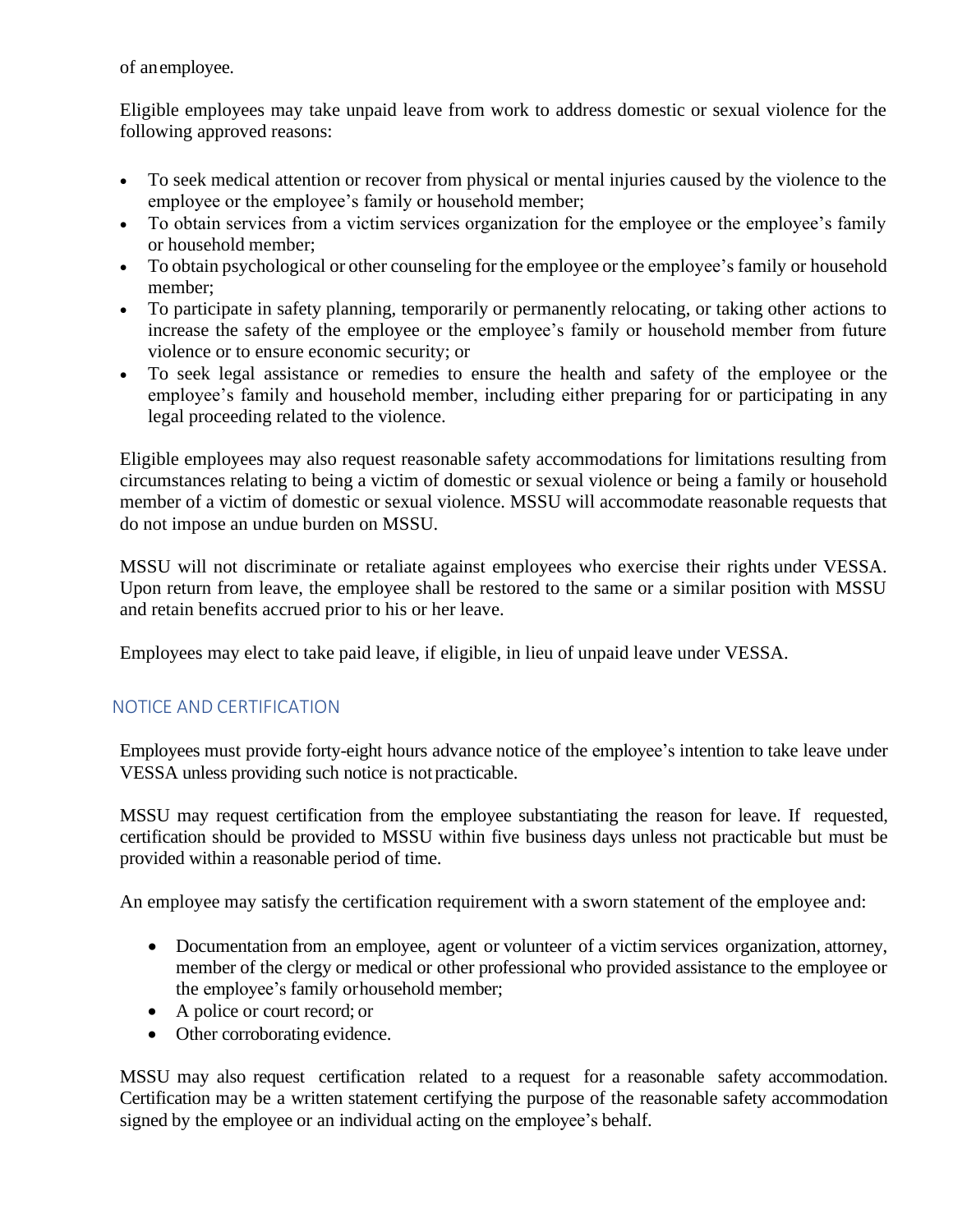of an employee.

Eligible employees may take unpaid leave from work to address domestic or sexual violence for the following approved reasons:

- To seek medical attention or recover from physical or mental injuries caused by the violence to the employee or the employee's family or household member;
- To obtain services from a victim services organization for the employee or the employee's family or household member;
- To obtain psychological or other counseling for the employee or the employee's family or household member;
- To participate in safety planning, temporarily or permanently relocating, or taking other actions to increase the safety of the employee or the employee's family or household member from future violence or to ensure economic security; or
- To seek legal assistance or remedies to ensure the health and safety of the employee or the employee's family and household member, including either preparing for or participating in any legal proceeding related to the violence.

Eligible employees may also request reasonable safety accommodations for limitations resulting from circumstances relating to being a victim of domestic or sexual violence or being a family or household member of a victim of domestic or sexual violence. MSSU will accommodate reasonable requests that do not impose an undue burden on MSSU.

MSSU will not discriminate or retaliate against employees who exercise their rights under VESSA. Upon return from leave, the employee shall be restored to the same or a similar position with MSSU and retain benefits accrued prior to his or her leave.

Employees may elect to take paid leave, if eligible, in lieu of unpaid leave under VESSA.

## NOTICE AND CERTIFICATION

Employees must provide forty-eight hours advance notice of the employee's intention to take leave under VESSA unless providing such notice is not practicable.

MSSU may request certification from the employee substantiating the reason for leave. If requested, certification should be provided to MSSU within five business days unless not practicable but must be provided within a reasonable period of time.

An employee may satisfy the certification requirement with a sworn statement of the employee and:

- Documentation from an employee, agent or volunteer of a victim services organization, attorney, member of the clergy or medical or other professional who provided assistance to the employee or the employee's family or household member;
- A police or court record; or
- Other corroborating evidence.

MSSU may also request certification related to a request for a reasonable safety accommodation. Certification may be a written statement certifying the purpose of the reasonable safety accommodation signed by the employee or an individual acting on the employee's behalf.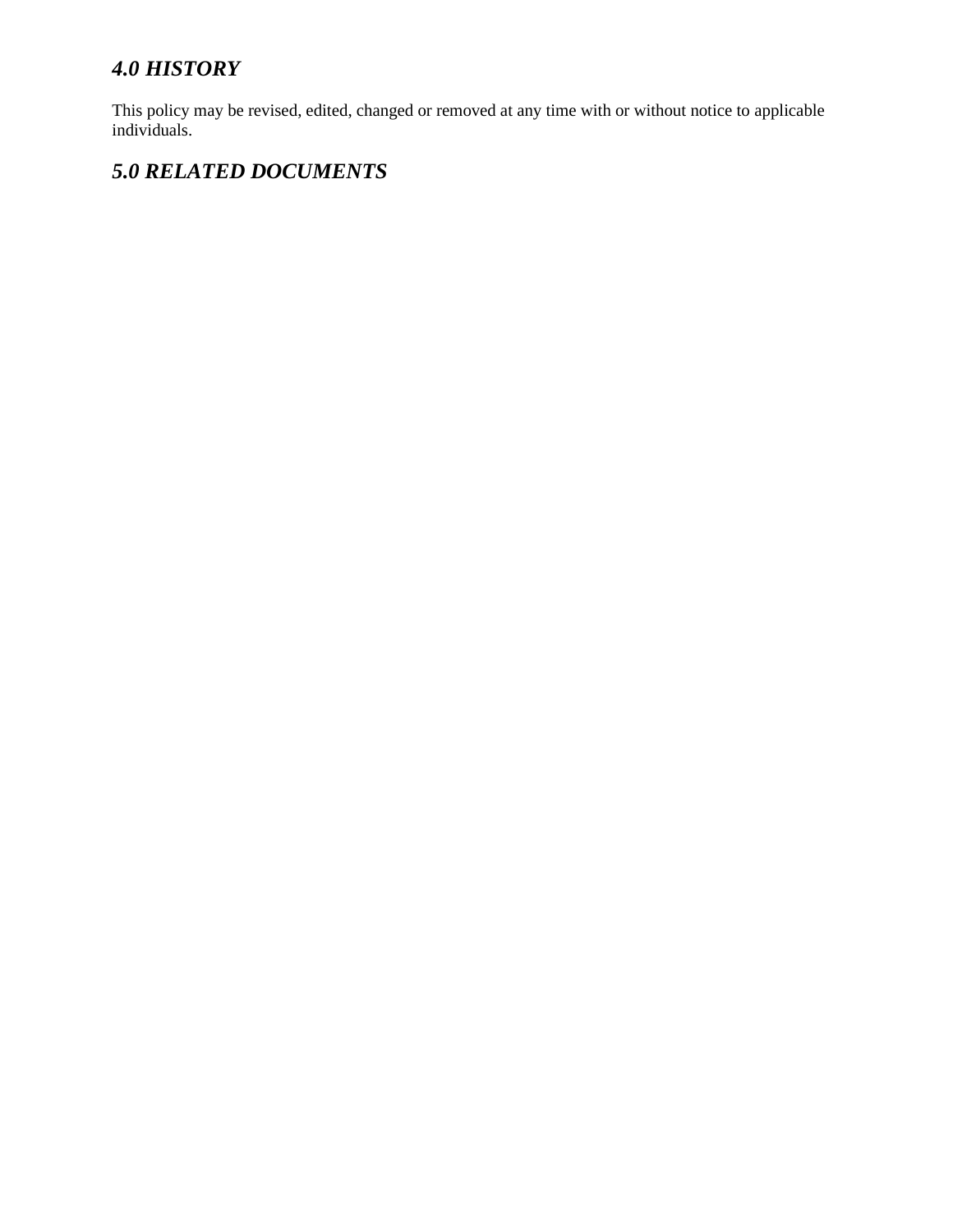## *4.0 HISTORY*

This policy may be revised, edited, changed or removed at any time with or without notice to applicable individuals.

## *5.0 RELATED DOCUMENTS*